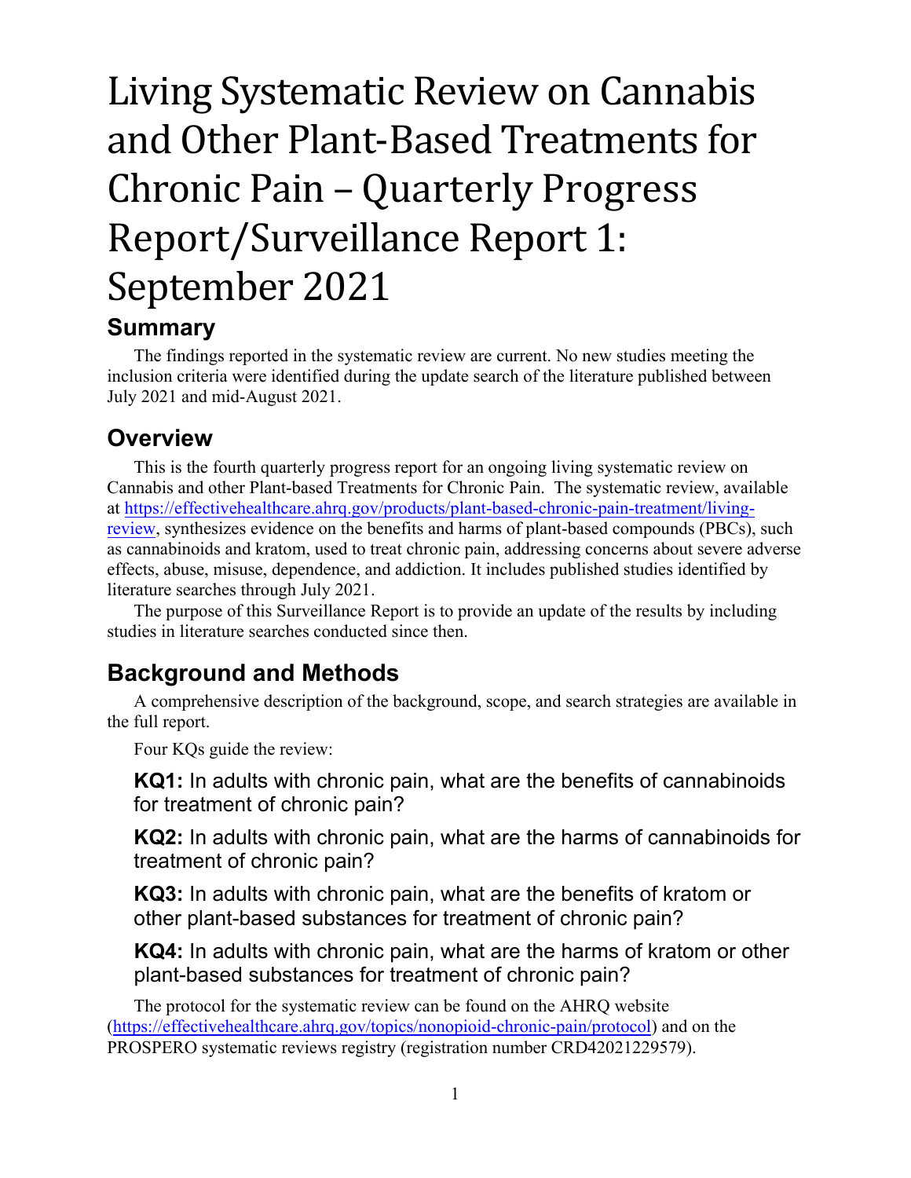# Living Systematic Review on Cannabis and Other Plant-Based Treatments for Chronic Pain – Quarterly Progress Report/Surveillance Report 1: September 2021

## Summary

The findings reported in the systematic review are current. No new studies meeting the inclusion criteria were identified during the update search of the literature published between July 2021 and mid-August 2021.

## Overview

This is the fourth quarterly progress report for an ongoing living systematic review on Cannabis and other Plant-based Treatments for Chronic Pain. The systematic review, available at [https://effectivehealthcare.ahrq.gov/products/plant-based-chronic-pain-treatment/living-review](https://effectivehealthcare.ahrq.gov/products/plant-based-chronic-pain-treatment/living-review), synthesizes evidence on the benefits and harms of plant-based compounds (PBCs), such as cannabinoids and kratom, used to treat chronic pain, addressing concerns about severe adverse effects, abuse, misuse, dependence, and addiction. It includes published studies identified by literature searches through July 2021.

The purpose of this Surveillance Report is to provide an update of the results by including studies in literature searches conducted since then.

## Background and Methods

A comprehensive description of the background, scope, and search strategies are available in the full report.

Four KQs guide the review:

**KQ1:** In adults with chronic pain, what are the benefits of cannabinoids for treatment of chronic pain?

**KQ2:** In adults with chronic pain, what are the harms of cannabinoids for treatment of chronic pain?

**KQ3:** In adults with chronic pain, what are the benefits of kratom or other plant-based substances for treatment of chronic pain?

**KQ4:** In adults with chronic pain, what are the harms of kratom or other plant-based substances for treatment of chronic pain?

The protocol for the systematic review can be found on the AHRQ website ([https://effectivehealthcare.ahrq.gov/topics/nonopioid-chronic-pain/protocol](https://effectivehealthcare.ahrq.gov/topics/nonopioid-chronic-pain/protocol)) and on the PROSPERO systematic reviews registry (registration number CRD42021229579).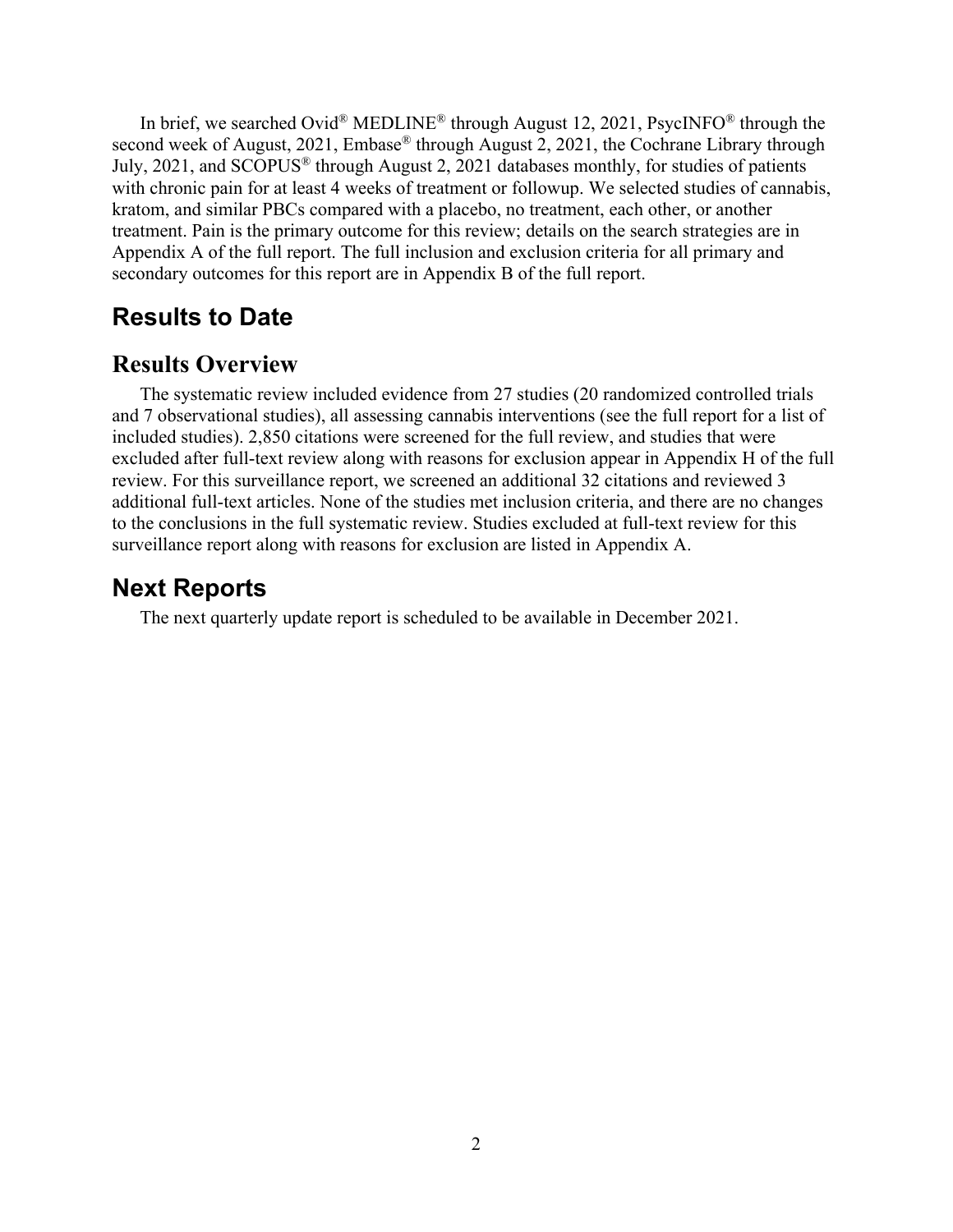In brief, we searched Ovid® MEDLINE® through August 12, 2021, PsycINFO® through the second week of August, 2021, Embase® through August 2, 2021, the Cochrane Library through July, 2021, and SCOPUS® through August 2, 2021 databases monthly, for studies of patients with chronic pain for at least 4 weeks of treatment or followup. We selected studies of cannabis, kratom, and similar PBCs compared with a placebo, no treatment, each other, or another treatment. Pain is the primary outcome for this review; details on the search strategies are in Appendix A of the full report. The full inclusion and exclusion criteria for all primary and secondary outcomes for this report are in Appendix B of the full report.

# Results to Date

## Results Overview

The systematic review included evidence from 27 studies (20 randomized controlled trials and 7 observational studies), all assessing cannabis interventions (see the full report for a list of included studies). 2,850 citations were screened for the full review, and studies that were excluded after full-text review along with reasons for exclusion appear in Appendix H of the full review. For this surveillance report, we screened an additional 32 citations and reviewed 3 additional full-text articles. None of the studies met inclusion criteria, and there are no changes to the conclusions in the full systematic review. Studies excluded at full-text review for this surveillance report along with reasons for exclusion are listed in Appendix A.

# Next Reports

The next quarterly update report is scheduled to be available in December 2021.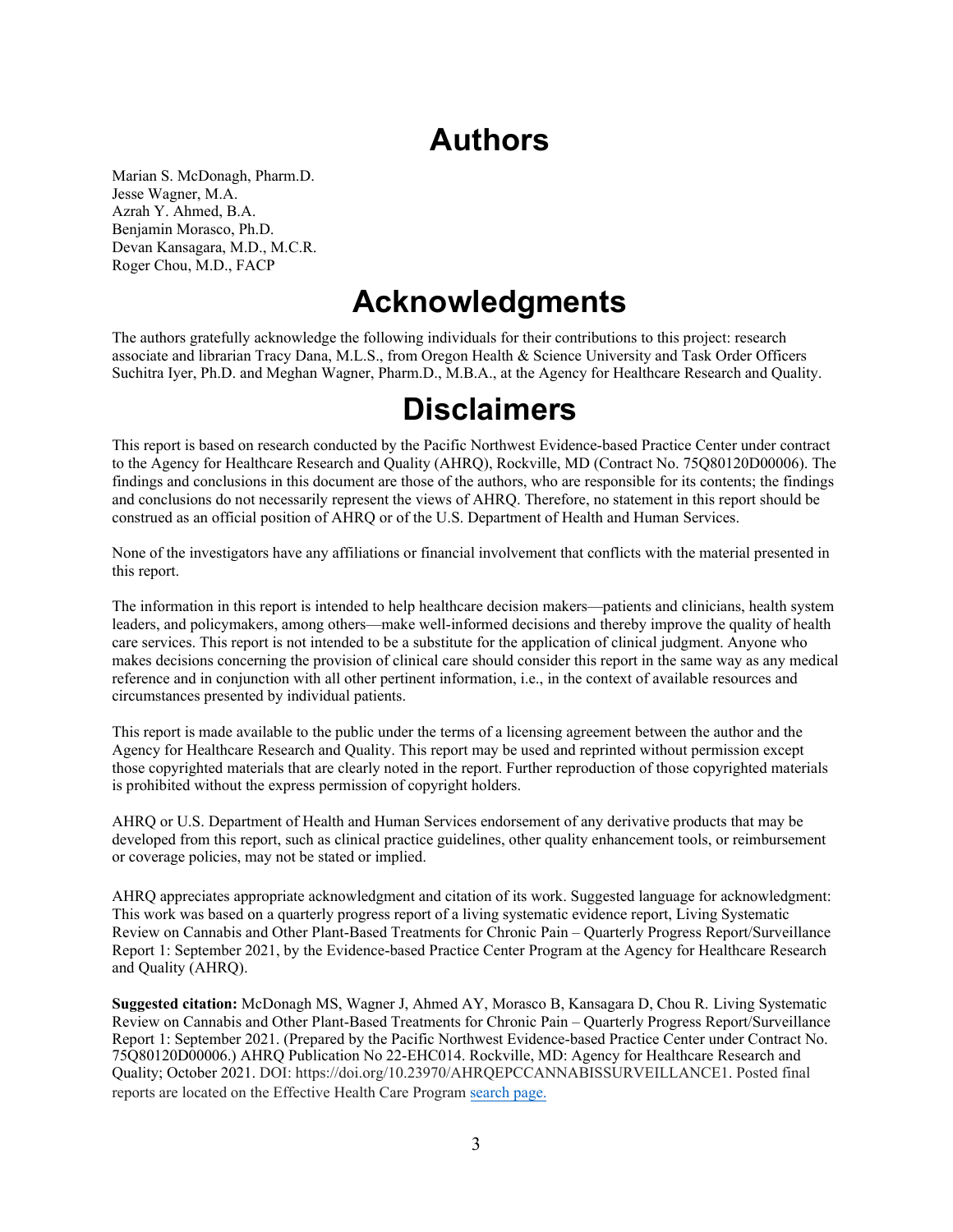# Authors

Marian S. McDonagh, Pharm.D.
Jesse Wagner, M.A.
Azrah Y. Ahmed, B.A.
Benjamin Morasco, Ph.D.
Devan Kansagara, M.D., M.C.R.
Roger Chou, M.D., FACP

# Acknowledgments

The authors gratefully acknowledge the following individuals for their contributions to this project: research associate and librarian Tracy Dana, M.L.S., from Oregon Health & Science University and Task Order Officers Suchitra Iyer, Ph.D. and Meghan Wagner, Pharm.D., M.B.A., at the Agency for Healthcare Research and Quality.

# Disclaimers

This report is based on research conducted by the Pacific Northwest Evidence-based Practice Center under contract to the Agency for Healthcare Research and Quality (AHRQ), Rockville, MD (Contract No. 75Q80120D00006). The findings and conclusions in this document are those of the authors, who are responsible for its contents; the findings and conclusions do not necessarily represent the views of AHRQ. Therefore, no statement in this report should be construed as an official position of AHRQ or of the U.S. Department of Health and Human Services.

None of the investigators have any affiliations or financial involvement that conflicts with the material presented in this report.

The information in this report is intended to help healthcare decision makers—patients and clinicians, health system leaders, and policymakers, among others—make well-informed decisions and thereby improve the quality of health care services. This report is not intended to be a substitute for the application of clinical judgment. Anyone who makes decisions concerning the provision of clinical care should consider this report in the same way as any medical reference and in conjunction with all other pertinent information, i.e., in the context of available resources and circumstances presented by individual patients.

This report is made available to the public under the terms of a licensing agreement between the author and the Agency for Healthcare Research and Quality. This report may be used and reprinted without permission except those copyrighted materials that are clearly noted in the report. Further reproduction of those copyrighted materials is prohibited without the express permission of copyright holders.

AHRQ or U.S. Department of Health and Human Services endorsement of any derivative products that may be developed from this report, such as clinical practice guidelines, other quality enhancement tools, or reimbursement or coverage policies, may not be stated or implied.

AHRQ appreciates appropriate acknowledgment and citation of its work. Suggested language for acknowledgment: This work was based on a quarterly progress report of a living systematic evidence report, Living Systematic Review on Cannabis and Other Plant-Based Treatments for Chronic Pain – Quarterly Progress Report/Surveillance Report 1: September 2021, by the Evidence-based Practice Center Program at the Agency for Healthcare Research and Quality (AHRQ).

**Suggested citation:** McDonagh MS, Wagner J, Ahmed AY, Morasco B, Kansagara D, Chou R. Living Systematic Review on Cannabis and Other Plant-Based Treatments for Chronic Pain – Quarterly Progress Report/Surveillance Report 1: September 2021. (Prepared by the Pacific Northwest Evidence-based Practice Center under Contract No. 75Q80120D00006.) AHRQ Publication No 22-EHC014. Rockville, MD: Agency for Healthcare Research and Quality; October 2021. DOI: https://doi.org/10.23970/AHRQEPCCANNABISSURVEILLANCE1. Posted final reports are located on the Effective Health Care Program search page.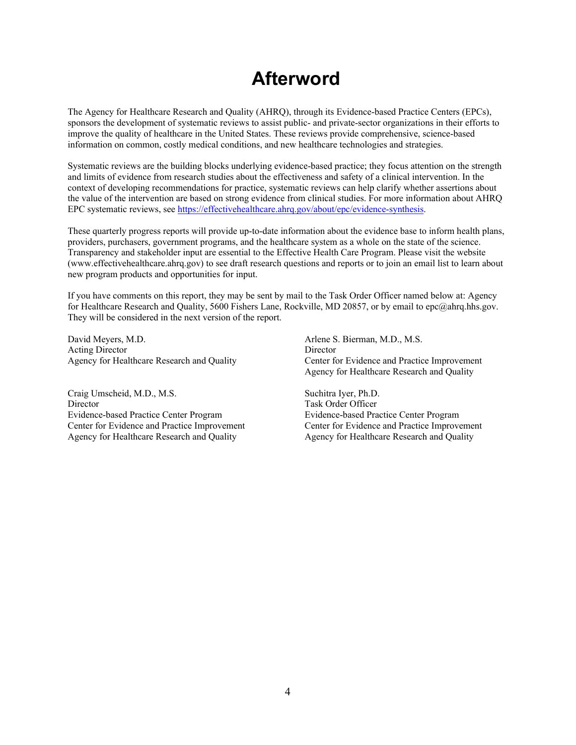# Afterword

The Agency for Healthcare Research and Quality (AHRQ), through its Evidence-based Practice Centers (EPCs), sponsors the development of systematic reviews to assist public- and private-sector organizations in their efforts to improve the quality of healthcare in the United States. These reviews provide comprehensive, science-based information on common, costly medical conditions, and new healthcare technologies and strategies.

Systematic reviews are the building blocks underlying evidence-based practice; they focus attention on the strength and limits of evidence from research studies about the effectiveness and safety of a clinical intervention. In the context of developing recommendations for practice, systematic reviews can help clarify whether assertions about the value of the intervention are based on strong evidence from clinical studies. For more information about AHRQ EPC systematic reviews, see https://effectivehealthcare.ahrq.gov/about/epc/evidence-synthesis.

These quarterly progress reports will provide up-to-date information about the evidence base to inform health plans, providers, purchasers, government programs, and the healthcare system as a whole on the state of the science. Transparency and stakeholder input are essential to the Effective Health Care Program. Please visit the website (www.effectivehealthcare.ahrq.gov) to see draft research questions and reports or to join an email list to learn about new program products and opportunities for input.

If you have comments on this report, they may be sent by mail to the Task Order Officer named below at: Agency for Healthcare Research and Quality, 5600 Fishers Lane, Rockville, MD 20857, or by email to epc@ahrq.hhs.gov. They will be considered in the next version of the report.

David Meyers, M.D.
Acting Director
Agency for Healthcare Research and Quality

Arlene S. Bierman, M.D., M.S.
Director
Center for Evidence and Practice Improvement
Agency for Healthcare Research and Quality

Craig Umscheid, M.D., M.S.
Director
Evidence-based Practice Center Program
Center for Evidence and Practice Improvement
Agency for Healthcare Research and Quality

Suchitra Iyer, Ph.D.
Task Order Officer
Evidence-based Practice Center Program
Center for Evidence and Practice Improvement
Agency for Healthcare Research and Quality